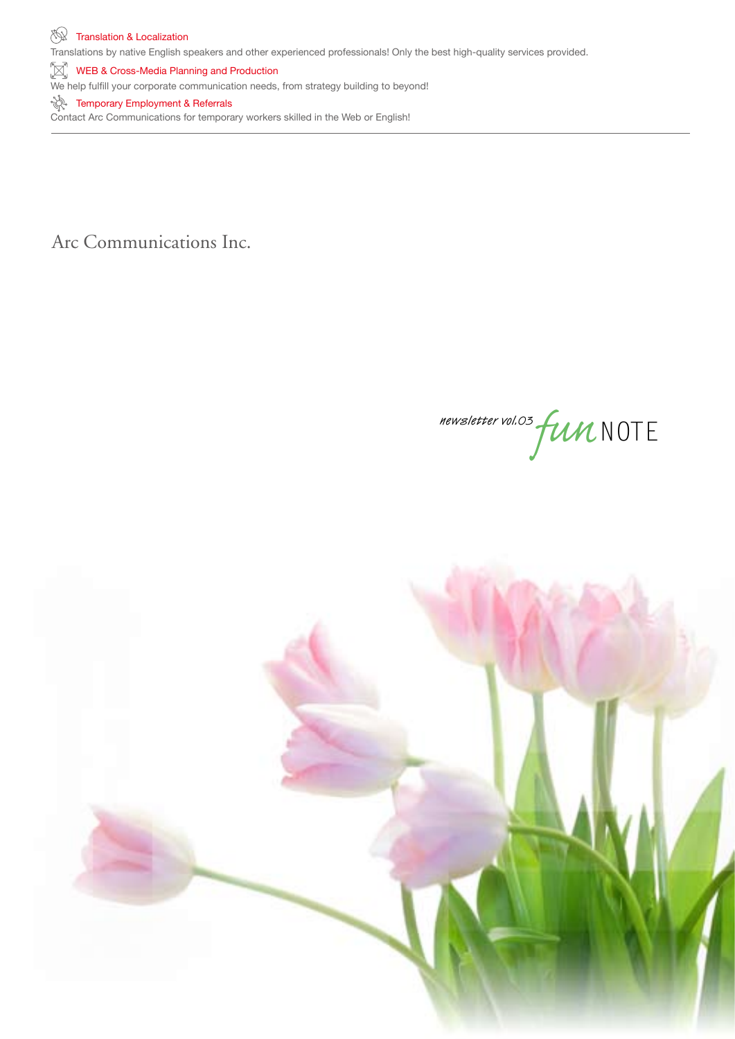**Translation & Localization**

Translations by native English speakers and other experienced professionals! Only the best high-quality services provided.

**WEB & Cross-Media Planning and Production**

We help fulfill your corporate communication needs, from strategy building to beyond!

**Temporary Employment & Referrals**

Contact Arc Communications for temporary workers skilled in the Web or English!

---

# Arc Communications Inc.

*newsletter vol.03* **fun NOTE**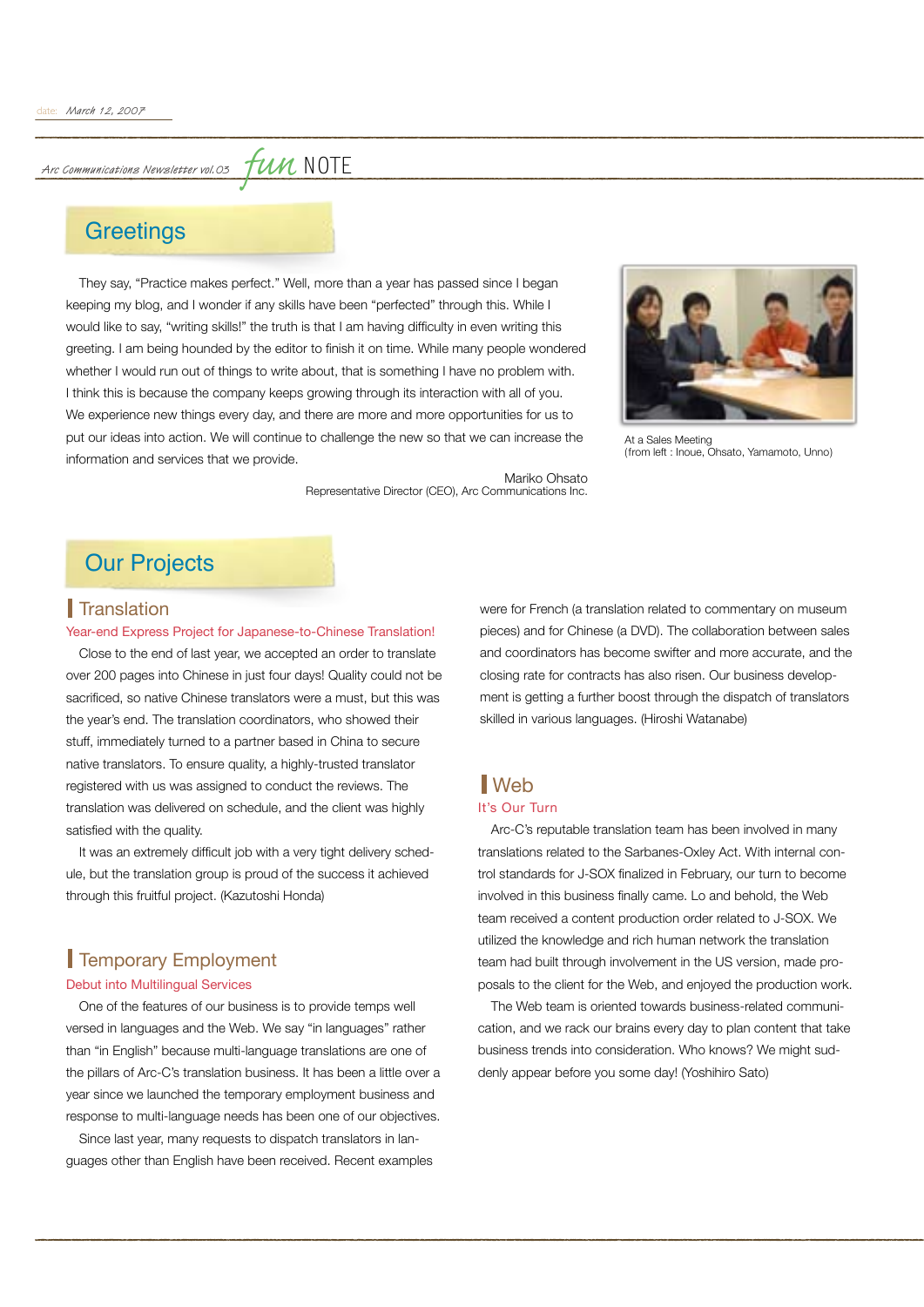date: March 12, 2007

Arc Communications Newsletter vol.03 fun NOTE

## Greetings

They say, "Practice makes perfect." Well, more than a year has passed since I began keeping my blog, and I wonder if any skills have been "perfected" through this. While I would like to say, "writing skills!" the truth is that I am having difficulty in even writing this greeting. I am being hounded by the editor to finish it on time. While many people wondered whether I would run out of things to write about, that is something I have no problem with. I think this is because the company keeps growing through its interaction with all of you. We experience new things every day, and there are more and more opportunities for us to put our ideas into action. We will continue to challenge the new so that we can increase the information and services that we provide.

Mariko Ohsato
Representative Director (CEO), Arc Communications Inc.

At a Sales Meeting
(from left : Inoue, Ohsato, Yamamoto, Unno)

## Our Projects

### Translation

**Year-end Express Project for Japanese-to-Chinese Translation!**

Close to the end of last year, we accepted an order to translate over 200 pages into Chinese in just four days! Quality could not be sacrificed, so native Chinese translators were a must, but this was the year's end. The translation coordinators, who showed their stuff, immediately turned to a partner based in China to secure native translators. To ensure quality, a highly-trusted translator registered with us was assigned to conduct the reviews. The translation was delivered on schedule, and the client was highly satisfied with the quality.

It was an extremely difficult job with a very tight delivery schedule, but the translation group is proud of the success it achieved through this fruitful project. (Kazutoshi Honda)

### Temporary Employment

**Debut into Multilingual Services**

One of the features of our business is to provide temps well versed in languages and the Web. We say "in languages" rather than "in English" because multi-language translations are one of the pillars of Arc-C's translation business. It has been a little over a year since we launched the temporary employment business and response to multi-language needs has been one of our objectives.

Since last year, many requests to dispatch translators in languages other than English have been received. Recent examples were for French (a translation related to commentary on museum pieces) and for Chinese (a DVD). The collaboration between sales and coordinators has become swifter and more accurate, and the closing rate for contracts has also risen. Our business development is getting a further boost through the dispatch of translators skilled in various languages. (Hiroshi Watanabe)

### Web

**It's Our Turn**

Arc-C's reputable translation team has been involved in many translations related to the Sarbanes-Oxley Act. With internal control standards for J-SOX finalized in February, our turn to become involved in this business finally came. Lo and behold, the Web team received a content production order related to J-SOX. We utilized the knowledge and rich human network the translation team had built through involvement in the US version, made proposals to the client for the Web, and enjoyed the production work.

The Web team is oriented towards business-related communication, and we rack our brains every day to plan content that take business trends into consideration. Who knows? We might suddenly appear before you some day! (Yoshihiro Sato)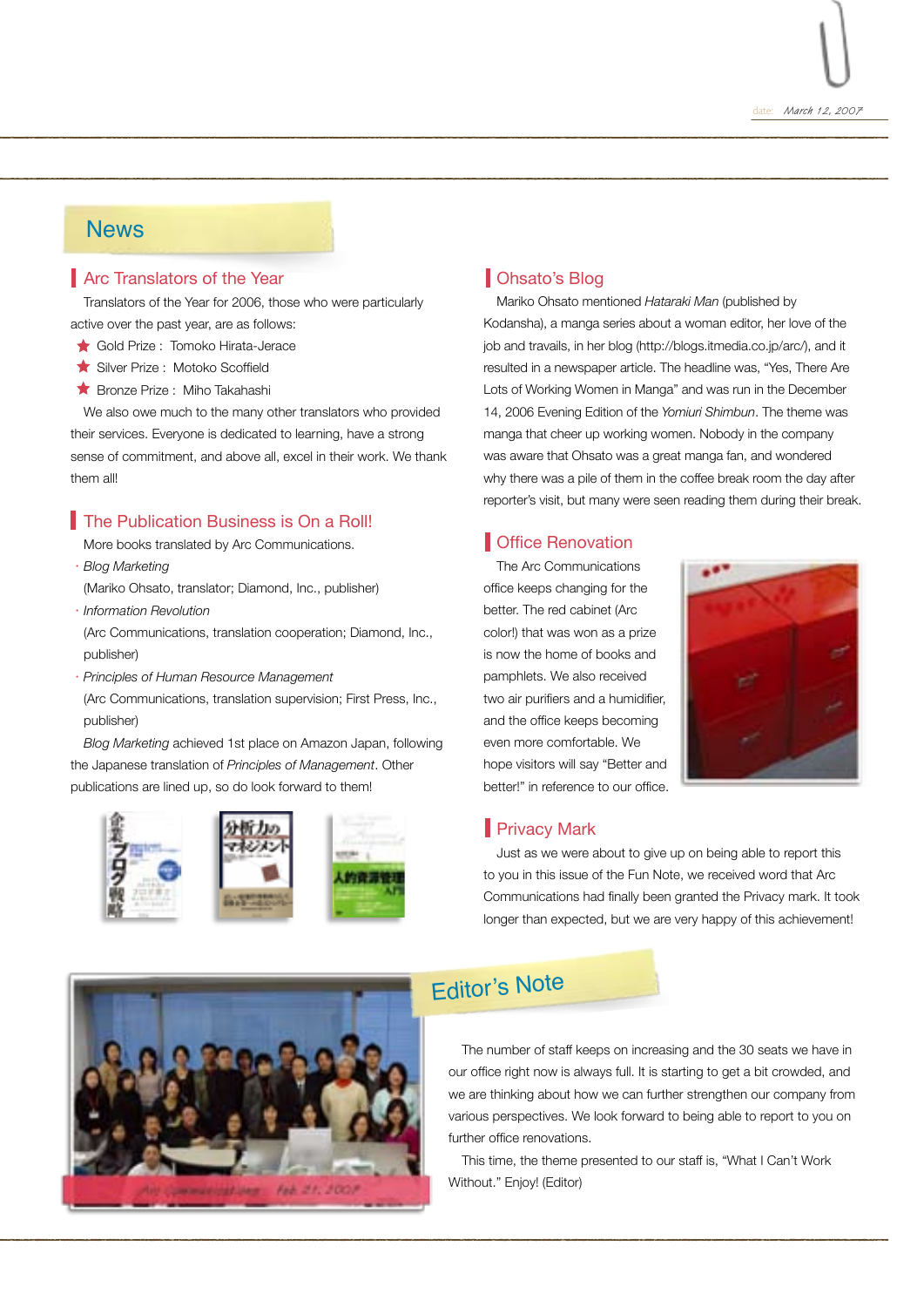date: March 12, 2007

## News

### Arc Translators of the Year

Translators of the Year for 2006, those who were particularly active over the past year, are as follows:

- ★ Gold Prize : Tomoko Hirata-Jerace
- ★ Silver Prize : Motoko Scoffield
- ★ Bronze Prize : Miho Takahashi

We also owe much to the many other translators who provided their services. Everyone is dedicated to learning, have a strong sense of commitment, and above all, excel in their work. We thank them all!

### The Publication Business is On a Roll!

More books translated by Arc Communications.

- *Blog Marketing*
  (Mariko Ohsato, translator; Diamond, Inc., publisher)
- *Information Revolution*
  (Arc Communications, translation cooperation; Diamond, Inc., publisher)
- *Principles of Human Resource Management*
  (Arc Communications, translation supervision; First Press, Inc., publisher)

*Blog Marketing* achieved 1st place on Amazon Japan, following the Japanese translation of *Principles of Management*. Other publications are lined up, so do look forward to them!

### Ohsato's Blog

Mariko Ohsato mentioned *Hataraki Man* (published by Kodansha), a manga series about a woman editor, her love of the job and travails, in her blog (http://blogs.itmedia.co.jp/arc/), and it resulted in a newspaper article. The headline was, "Yes, There Are Lots of Working Women in Manga" and was run in the December 14, 2006 Evening Edition of the *Yomiuri Shimbun*. The theme was manga that cheer up working women. Nobody in the company was aware that Ohsato was a great manga fan, and wondered why there was a pile of them in the coffee break room the day after reporter's visit, but many were seen reading them during their break.

### Office Renovation

The Arc Communications office keeps changing for the better. The red cabinet (Arc color!) that was won as a prize is now the home of books and pamphlets. We also received two air purifiers and a humidifier, and the office keeps becoming even more comfortable. We hope visitors will say "Better and better!" in reference to our office.

### Privacy Mark

Just as we were about to give up on being able to report this to you in this issue of the Fun Note, we received word that Arc Communications had finally been granted the Privacy mark. It took longer than expected, but we are very happy of this achievement!

Arc Communications Feb. 21, 2007

## Editor's Note

The number of staff keeps on increasing and the 30 seats we have in our office right now is always full. It is starting to get a bit crowded, and we are thinking about how we can further strengthen our company from various perspectives. We look forward to being able to report to you on further office renovations.

This time, the theme presented to our staff is, "What I Can't Work Without." Enjoy! (Editor)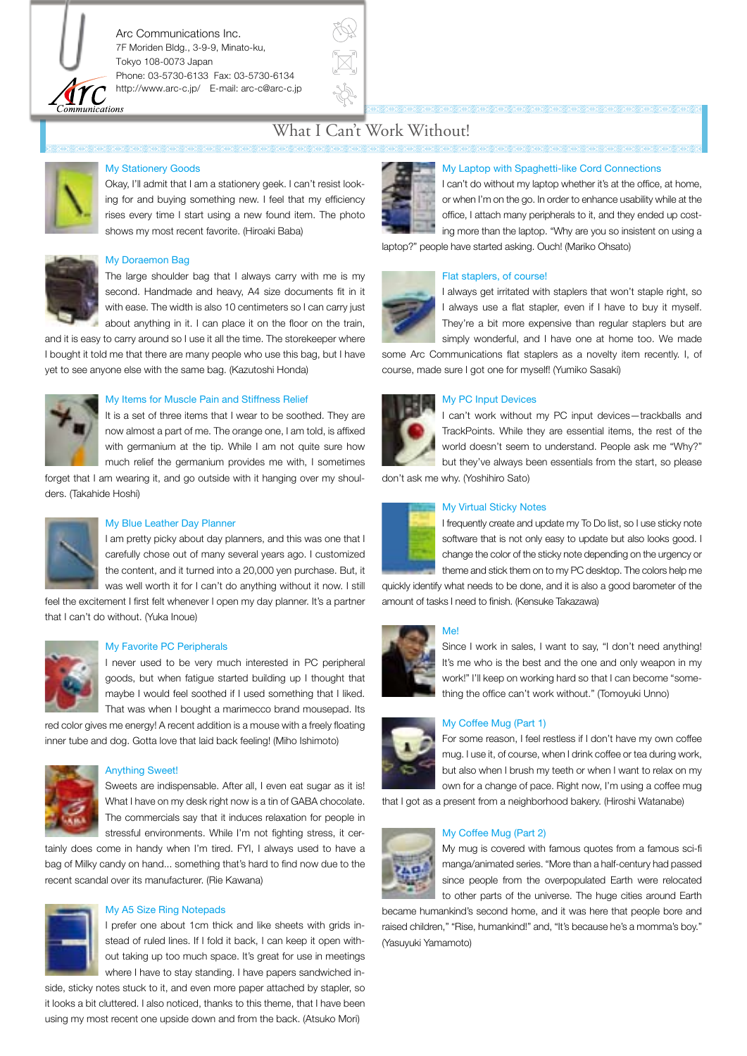Arc Communications Inc.
7F Moriden Bldg., 3-9-9, Minato-ku,
Tokyo 108-0073 Japan
Phone: 03-5730-6133 Fax: 03-5730-6134
http://www.arc-c.jp/ E-mail: arc-c@arc-c.jp

# What I Can't Work Without!

### My Stationery Goods

Okay, I'll admit that I am a stationery geek. I can't resist looking for and buying something new. I feel that my efficiency rises every time I start using a new found item. The photo shows my most recent favorite. (Hiroaki Baba)

### My Doraemon Bag

The large shoulder bag that I always carry with me is my second. Handmade and heavy, A4 size documents fit in it with ease. The width is also 10 centimeters so I can carry just about anything in it. I can place it on the floor on the train, and it is easy to carry around so I use it all the time. The storekeeper where I bought it told me that there are many people who use this bag, but I have yet to see anyone else with the same bag. (Kazutoshi Honda)

### My Items for Muscle Pain and Stiffness Relief

It is a set of three items that I wear to be soothed. They are now almost a part of me. The orange one, I am told, is affixed with germanium at the tip. While I am not quite sure how much relief the germanium provides me with, I sometimes forget that I am wearing it, and go outside with it hanging over my shoulders. (Takahide Hoshi)

### My Blue Leather Day Planner

I am pretty picky about day planners, and this was one that I carefully chose out of many several years ago. I customized the content, and it turned into a 20,000 yen purchase. But, it was well worth it for I can't do anything without it now. I still feel the excitement I first felt whenever I open my day planner. It's a partner that I can't do without. (Yuka Inoue)

### My Favorite PC Peripherals

I never used to be very much interested in PC peripheral goods, but when fatigue started building up I thought that maybe I would feel soothed if I used something that I liked. That was when I bought a marimecco brand mousepad. Its red color gives me energy! A recent addition is a mouse with a freely floating inner tube and dog. Gotta love that laid back feeling! (Miho Ishimoto)

### Anything Sweet!

Sweets are indispensable. After all, I even eat sugar as it is! What I have on my desk right now is a tin of GABA chocolate. The commercials say that it induces relaxation for people in stressful environments. While I'm not fighting stress, it certainly does come in handy when I'm tired. FYI, I always used to have a bag of Milky candy on hand... something that's hard to find now due to the recent scandal over its manufacturer. (Rie Kawana)

### My A5 Size Ring Notepads

I prefer one about 1cm thick and like sheets with grids instead of ruled lines. If I fold it back, I can keep it open without taking up too much space. It's great for use in meetings where I have to stay standing. I have papers sandwiched inside, sticky notes stuck to it, and even more paper attached by stapler, so it looks a bit cluttered. I also noticed, thanks to this theme, that I have been using my most recent one upside down and from the back. (Atsuko Mori)

### My Laptop with Spaghetti-like Cord Connections

I can't do without my laptop whether it's at the office, at home, or when I'm on the go. In order to enhance usability while at the office, I attach many peripherals to it, and they ended up costing more than the laptop. "Why are you so insistent on using a laptop?" people have started asking. Ouch! (Mariko Ohsato)

### Flat staplers, of course!

I always get irritated with staplers that won't staple right, so I always use a flat stapler, even if I have to buy it myself. They're a bit more expensive than regular staplers but are simply wonderful, and I have one at home too. We made some Arc Communications flat staplers as a novelty item recently. I, of course, made sure I got one for myself! (Yumiko Sasaki)

### My PC Input Devices

I can't work without my PC input devices—trackballs and TrackPoints. While they are essential items, the rest of the world doesn't seem to understand. People ask me "Why?" but they've always been essentials from the start, so please don't ask me why. (Yoshihiro Sato)

### My Virtual Sticky Notes

I frequently create and update my To Do list, so I use sticky note software that is not only easy to update but also looks good. I change the color of the sticky note depending on the urgency or theme and stick them on to my PC desktop. The colors help me quickly identify what needs to be done, and it is also a good barometer of the amount of tasks I need to finish. (Kensuke Takazawa)

### Me!

Since I work in sales, I want to say, "I don't need anything! It's me who is the best and the one and only weapon in my work!" I'll keep on working hard so that I can become "something the office can't work without." (Tomoyuki Unno)

### My Coffee Mug (Part 1)

For some reason, I feel restless if I don't have my own coffee mug. I use it, of course, when I drink coffee or tea during work, but also when I brush my teeth or when I want to relax on my own for a change of pace. Right now, I'm using a coffee mug that I got as a present from a neighborhood bakery. (Hiroshi Watanabe)

### My Coffee Mug (Part 2)

My mug is covered with famous quotes from a famous sci-fi manga/animated series. "More than a half-century had passed since people from the overpopulated Earth were relocated to other parts of the universe. The huge cities around Earth became humankind's second home, and it was here that people bore and raised children," "Rise, humankind!" and, "It's because he's a momma's boy." (Yasuyuki Yamamoto)